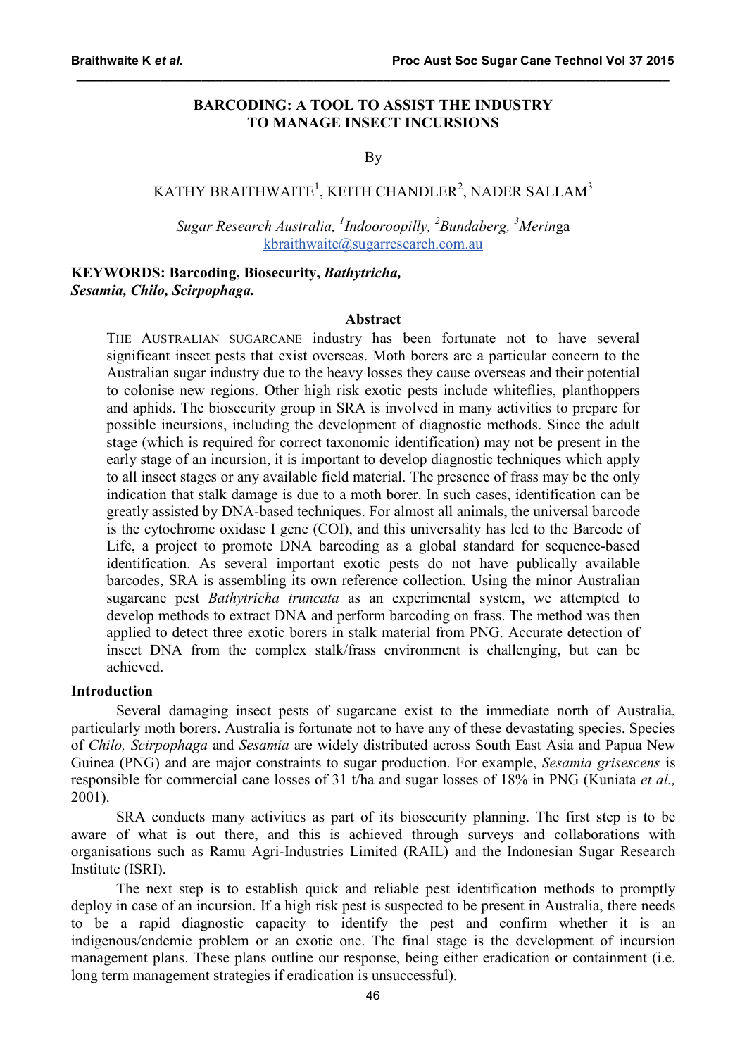# BARCODING: A TOOL TO ASSIST THE INDUSTRY TO MANAGE INSECT INCURSIONS

By

KATHY BRAITHWAITE[1], KEITH CHANDLER[2], NADER SALLAM[3]

*Sugar Research Australia, [1]Indooroopilly, [2]Bundaberg, [3]Meringa*
kbraithwaite@sugarresearch.com.au

**KEYWORDS: Barcoding, Biosecurity, *Bathytricha, Sesamia, Chilo, Scirpophaga.***

## Abstract

THE AUSTRALIAN SUGARCANE industry has been fortunate not to have several significant insect pests that exist overseas. Moth borers are a particular concern to the Australian sugar industry due to the heavy losses they cause overseas and their potential to colonise new regions. Other high risk exotic pests include whiteflies, planthoppers and aphids. The biosecurity group in SRA is involved in many activities to prepare for possible incursions, including the development of diagnostic methods. Since the adult stage (which is required for correct taxonomic identification) may not be present in the early stage of an incursion, it is important to develop diagnostic techniques which apply to all insect stages or any available field material. The presence of frass may be the only indication that stalk damage is due to a moth borer. In such cases, identification can be greatly assisted by DNA-based techniques. For almost all animals, the universal barcode is the cytochrome oxidase I gene (COI), and this universality has led to the Barcode of Life, a project to promote DNA barcoding as a global standard for sequence-based identification. As several important exotic pests do not have publically available barcodes, SRA is assembling its own reference collection. Using the minor Australian sugarcane pest *Bathytricha truncata* as an experimental system, we attempted to develop methods to extract DNA and perform barcoding on frass. The method was then applied to detect three exotic borers in stalk material from PNG. Accurate detection of insect DNA from the complex stalk/frass environment is challenging, but can be achieved.

## Introduction

Several damaging insect pests of sugarcane exist to the immediate north of Australia, particularly moth borers. Australia is fortunate not to have any of these devastating species. Species of *Chilo, Scirpophaga* and *Sesamia* are widely distributed across South East Asia and Papua New Guinea (PNG) and are major constraints to sugar production. For example, *Sesamia grisescens* is responsible for commercial cane losses of 31 t/ha and sugar losses of 18% in PNG (Kuniata *et al.,* 2001).

SRA conducts many activities as part of its biosecurity planning. The first step is to be aware of what is out there, and this is achieved through surveys and collaborations with organisations such as Ramu Agri-Industries Limited (RAIL) and the Indonesian Sugar Research Institute (ISRI).

The next step is to establish quick and reliable pest identification methods to promptly deploy in case of an incursion. If a high risk pest is suspected to be present in Australia, there needs to be a rapid diagnostic capacity to identify the pest and confirm whether it is an indigenous/endemic problem or an exotic one. The final stage is the development of incursion management plans. These plans outline our response, being either eradication or containment (i.e. long term management strategies if eradication is unsuccessful).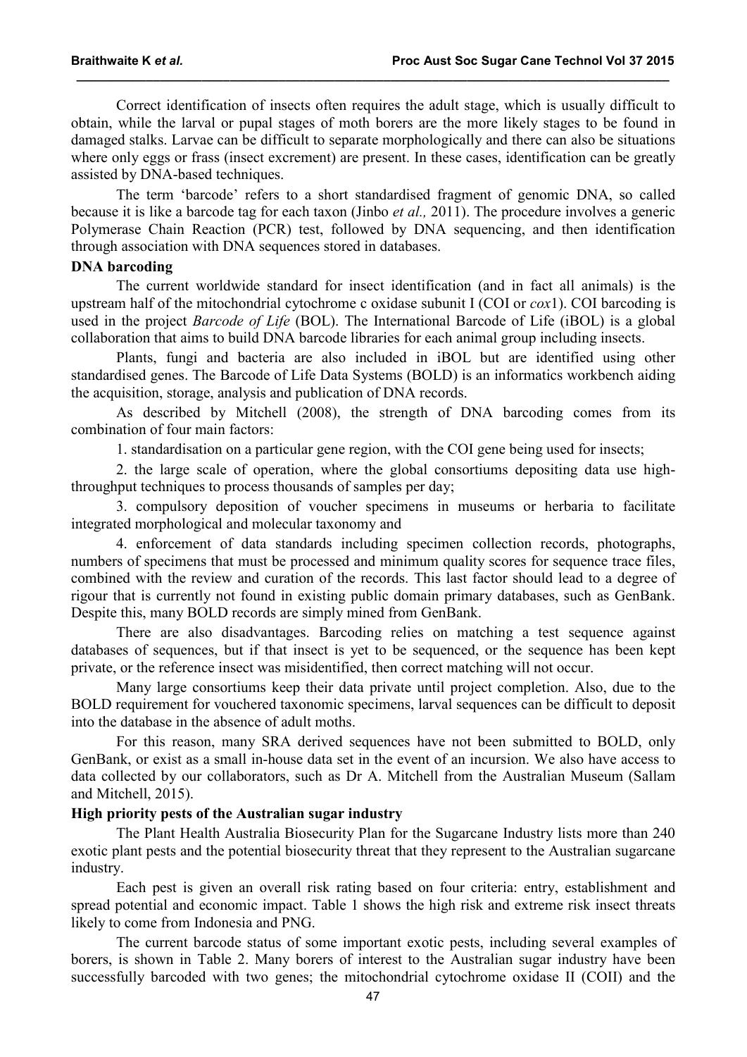Correct identification of insects often requires the adult stage, which is usually difficult to obtain, while the larval or pupal stages of moth borers are the more likely stages to be found in damaged stalks. Larvae can be difficult to separate morphologically and there can also be situations where only eggs or frass (insect excrement) are present. In these cases, identification can be greatly assisted by DNA-based techniques.

The term 'barcode' refers to a short standardised fragment of genomic DNA, so called because it is like a barcode tag for each taxon (Jinbo *et al.,* 2011). The procedure involves a generic Polymerase Chain Reaction (PCR) test, followed by DNA sequencing, and then identification through association with DNA sequences stored in databases.

**DNA barcoding**

The current worldwide standard for insect identification (and in fact all animals) is the upstream half of the mitochondrial cytochrome c oxidase subunit I (COI or *cox*1). COI barcoding is used in the project *Barcode of Life* (BOL). The International Barcode of Life (iBOL) is a global collaboration that aims to build DNA barcode libraries for each animal group including insects.

Plants, fungi and bacteria are also included in iBOL but are identified using other standardised genes. The Barcode of Life Data Systems (BOLD) is an informatics workbench aiding the acquisition, storage, analysis and publication of DNA records.

As described by Mitchell (2008), the strength of DNA barcoding comes from its combination of four main factors:

1. standardisation on a particular gene region, with the COI gene being used for insects;

2. the large scale of operation, where the global consortiums depositing data use high-throughput techniques to process thousands of samples per day;

3. compulsory deposition of voucher specimens in museums or herbaria to facilitate integrated morphological and molecular taxonomy and

4. enforcement of data standards including specimen collection records, photographs, numbers of specimens that must be processed and minimum quality scores for sequence trace files, combined with the review and curation of the records. This last factor should lead to a degree of rigour that is currently not found in existing public domain primary databases, such as GenBank. Despite this, many BOLD records are simply mined from GenBank.

There are also disadvantages. Barcoding relies on matching a test sequence against databases of sequences, but if that insect is yet to be sequenced, or the sequence has been kept private, or the reference insect was misidentified, then correct matching will not occur.

Many large consortiums keep their data private until project completion. Also, due to the BOLD requirement for vouchered taxonomic specimens, larval sequences can be difficult to deposit into the database in the absence of adult moths.

For this reason, many SRA derived sequences have not been submitted to BOLD, only GenBank, or exist as a small in-house data set in the event of an incursion. We also have access to data collected by our collaborators, such as Dr A. Mitchell from the Australian Museum (Sallam and Mitchell, 2015).

**High priority pests of the Australian sugar industry**

The Plant Health Australia Biosecurity Plan for the Sugarcane Industry lists more than 240 exotic plant pests and the potential biosecurity threat that they represent to the Australian sugarcane industry.

Each pest is given an overall risk rating based on four criteria: entry, establishment and spread potential and economic impact. Table 1 shows the high risk and extreme risk insect threats likely to come from Indonesia and PNG.

The current barcode status of some important exotic pests, including several examples of borers, is shown in Table 2. Many borers of interest to the Australian sugar industry have been successfully barcoded with two genes; the mitochondrial cytochrome oxidase II (COII) and the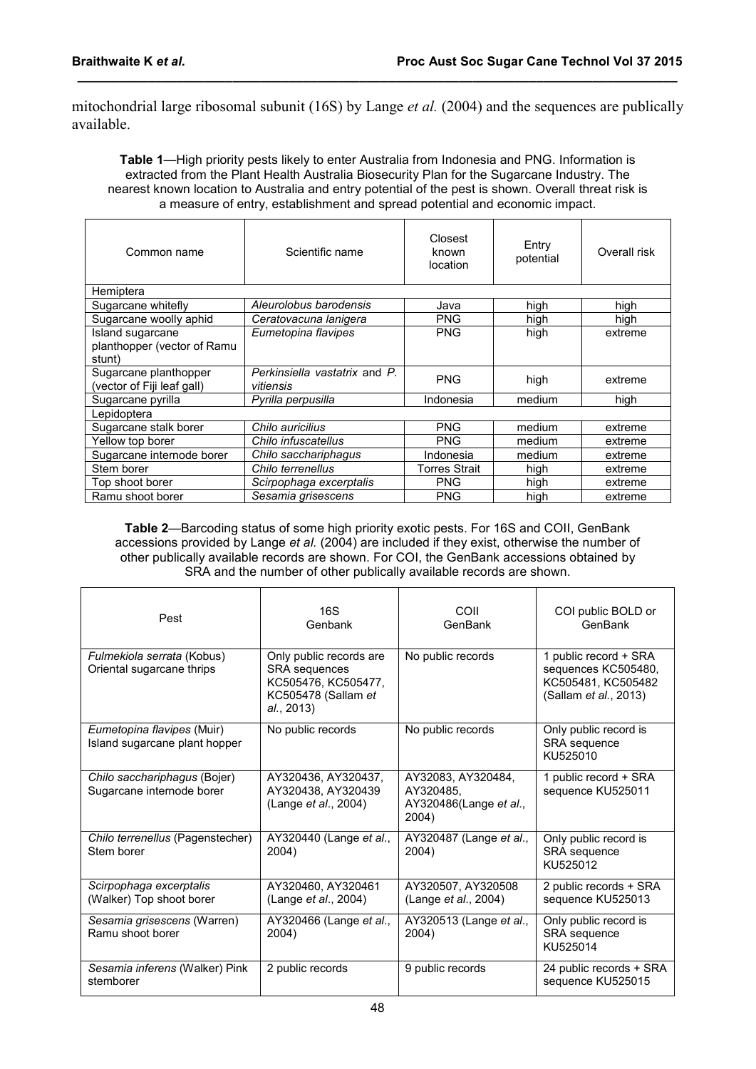mitochondrial large ribosomal subunit (16S) by Lange *et al.* (2004) and the sequences are publically available.

**Table 1**—High priority pests likely to enter Australia from Indonesia and PNG. Information is extracted from the Plant Health Australia Biosecurity Plan for the Sugarcane Industry. The nearest known location to Australia and entry potential of the pest is shown. Overall threat risk is a measure of entry, establishment and spread potential and economic impact.

| Common name | Scientific name | Closest known location | Entry potential | Overall risk |
|---|---|---|---|---|
| Hemiptera | | | | |
| Sugarcane whitefly | *Aleurolobus barodensis* | Java | high | high |
| Sugarcane woolly aphid | *Ceratovacuna lanigera* | PNG | high | high |
| Island sugarcane planthopper (vector of Ramu stunt) | *Eumetopina flavipes* | PNG | high | extreme |
| Sugarcane planthopper (vector of Fiji leaf gall) | *Perkinsiella vastatrix* and *P. vitiensis* | PNG | high | extreme |
| Sugarcane pyrilla | *Pyrilla perpusilla* | Indonesia | medium | high |
| Lepidoptera | | | | |
| Sugarcane stalk borer | *Chilo auricilius* | PNG | medium | extreme |
| Yellow top borer | *Chilo infuscatellus* | PNG | medium | extreme |
| Sugarcane internode borer | *Chilo sacchariphagus* | Indonesia | medium | extreme |
| Stem borer | *Chilo terrenellus* | Torres Strait | high | extreme |
| Top shoot borer | *Scirpophaga excerptalis* | PNG | high | extreme |
| Ramu shoot borer | *Sesamia grisescens* | PNG | high | extreme |

**Table 2**—Barcoding status of some high priority exotic pests. For 16S and COII, GenBank accessions provided by Lange *et al.* (2004) are included if they exist, otherwise the number of other publically available records are shown. For COI, the GenBank accessions obtained by SRA and the number of other publically available records are shown.

| Pest | 16S GenBank | COII GenBank | COI public BOLD or GenBank |
|---|---|---|---|
| *Fulmekiola serrata* (Kobus) Oriental sugarcane thrips | Only public records are SRA sequences KC505476, KC505477, KC505478 (Sallam *et al.*, 2013) | No public records | 1 public record + SRA sequences KC505480, KC505481, KC505482 (Sallam *et al.*, 2013) |
| *Eumetopina flavipes* (Muir) Island sugarcane plant hopper | No public records | No public records | Only public record is SRA sequence KU525010 |
| *Chilo sacchariphagus* (Bojer) Sugarcane internode borer | AY320436, AY320437, AY320438, AY320439 (Lange *et al.*, 2004) | AY32083, AY320484, AY320485, AY320486(Lange *et al.*, 2004) | 1 public record + SRA sequence KU525011 |
| *Chilo terrenellus* (Pagenstecher) Stem borer | AY320440 (Lange *et al.*, 2004) | AY320487 (Lange *et al.*, 2004) | Only public record is SRA sequence KU525012 |
| *Scirpophaga excerptalis* (Walker) Top shoot borer | AY320460, AY320461 (Lange *et al.*, 2004) | AY320507, AY320508 (Lange *et al.*, 2004) | 2 public records + SRA sequence KU525013 |
| *Sesamia grisescens* (Warren) Ramu shoot borer | AY320466 (Lange *et al.*, 2004) | AY320513 (Lange *et al.*, 2004) | Only public record is SRA sequence KU525014 |
| *Sesamia inferens* (Walker) Pink stemborer | 2 public records | 9 public records | 24 public records + SRA sequence KU525015 |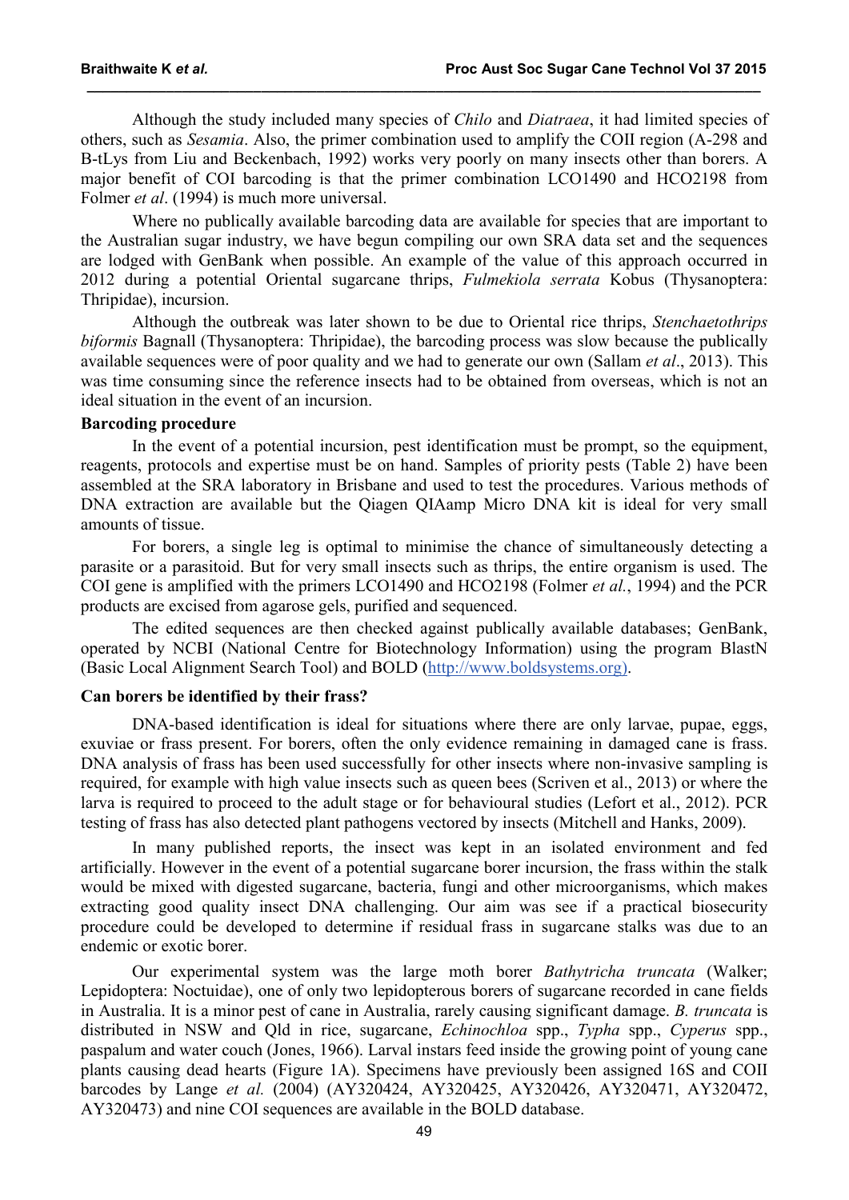Although the study included many species of *Chilo* and *Diatraea*, it had limited species of others, such as *Sesamia*. Also, the primer combination used to amplify the COII region (A-298 and B-tLys from Liu and Beckenbach, 1992) works very poorly on many insects other than borers. A major benefit of COI barcoding is that the primer combination LCO1490 and HCO2198 from Folmer *et al*. (1994) is much more universal.

Where no publically available barcoding data are available for species that are important to the Australian sugar industry, we have begun compiling our own SRA data set and the sequences are lodged with GenBank when possible. An example of the value of this approach occurred in 2012 during a potential Oriental sugarcane thrips, *Fulmekiola serrata* Kobus (Thysanoptera: Thripidae), incursion.

Although the outbreak was later shown to be due to Oriental rice thrips, *Stenchaetothrips biformis* Bagnall (Thysanoptera: Thripidae), the barcoding process was slow because the publically available sequences were of poor quality and we had to generate our own (Sallam *et al*., 2013). This was time consuming since the reference insects had to be obtained from overseas, which is not an ideal situation in the event of an incursion.

**Barcoding procedure**

In the event of a potential incursion, pest identification must be prompt, so the equipment, reagents, protocols and expertise must be on hand. Samples of priority pests (Table 2) have been assembled at the SRA laboratory in Brisbane and used to test the procedures. Various methods of DNA extraction are available but the Qiagen QIAamp Micro DNA kit is ideal for very small amounts of tissue.

For borers, a single leg is optimal to minimise the chance of simultaneously detecting a parasite or a parasitoid. But for very small insects such as thrips, the entire organism is used. The COI gene is amplified with the primers LCO1490 and HCO2198 (Folmer *et al.*, 1994) and the PCR products are excised from agarose gels, purified and sequenced.

The edited sequences are then checked against publically available databases; GenBank, operated by NCBI (National Centre for Biotechnology Information) using the program BlastN (Basic Local Alignment Search Tool) and BOLD (http://www.boldsystems.org).

**Can borers be identified by their frass?**

DNA-based identification is ideal for situations where there are only larvae, pupae, eggs, exuviae or frass present. For borers, often the only evidence remaining in damaged cane is frass. DNA analysis of frass has been used successfully for other insects where non-invasive sampling is required, for example with high value insects such as queen bees (Scriven et al., 2013) or where the larva is required to proceed to the adult stage or for behavioural studies (Lefort et al., 2012). PCR testing of frass has also detected plant pathogens vectored by insects (Mitchell and Hanks, 2009).

In many published reports, the insect was kept in an isolated environment and fed artificially. However in the event of a potential sugarcane borer incursion, the frass within the stalk would be mixed with digested sugarcane, bacteria, fungi and other microorganisms, which makes extracting good quality insect DNA challenging. Our aim was see if a practical biosecurity procedure could be developed to determine if residual frass in sugarcane stalks was due to an endemic or exotic borer.

Our experimental system was the large moth borer *Bathytricha truncata* (Walker; Lepidoptera: Noctuidae), one of only two lepidopterous borers of sugarcane recorded in cane fields in Australia. It is a minor pest of cane in Australia, rarely causing significant damage. *B. truncata* is distributed in NSW and Qld in rice, sugarcane, *Echinochloa* spp., *Typha* spp., *Cyperus* spp., paspalum and water couch (Jones, 1966). Larval instars feed inside the growing point of young cane plants causing dead hearts (Figure 1A). Specimens have previously been assigned 16S and COII barcodes by Lange *et al.* (2004) (AY320424, AY320425, AY320426, AY320471, AY320472, AY320473) and nine COI sequences are available in the BOLD database.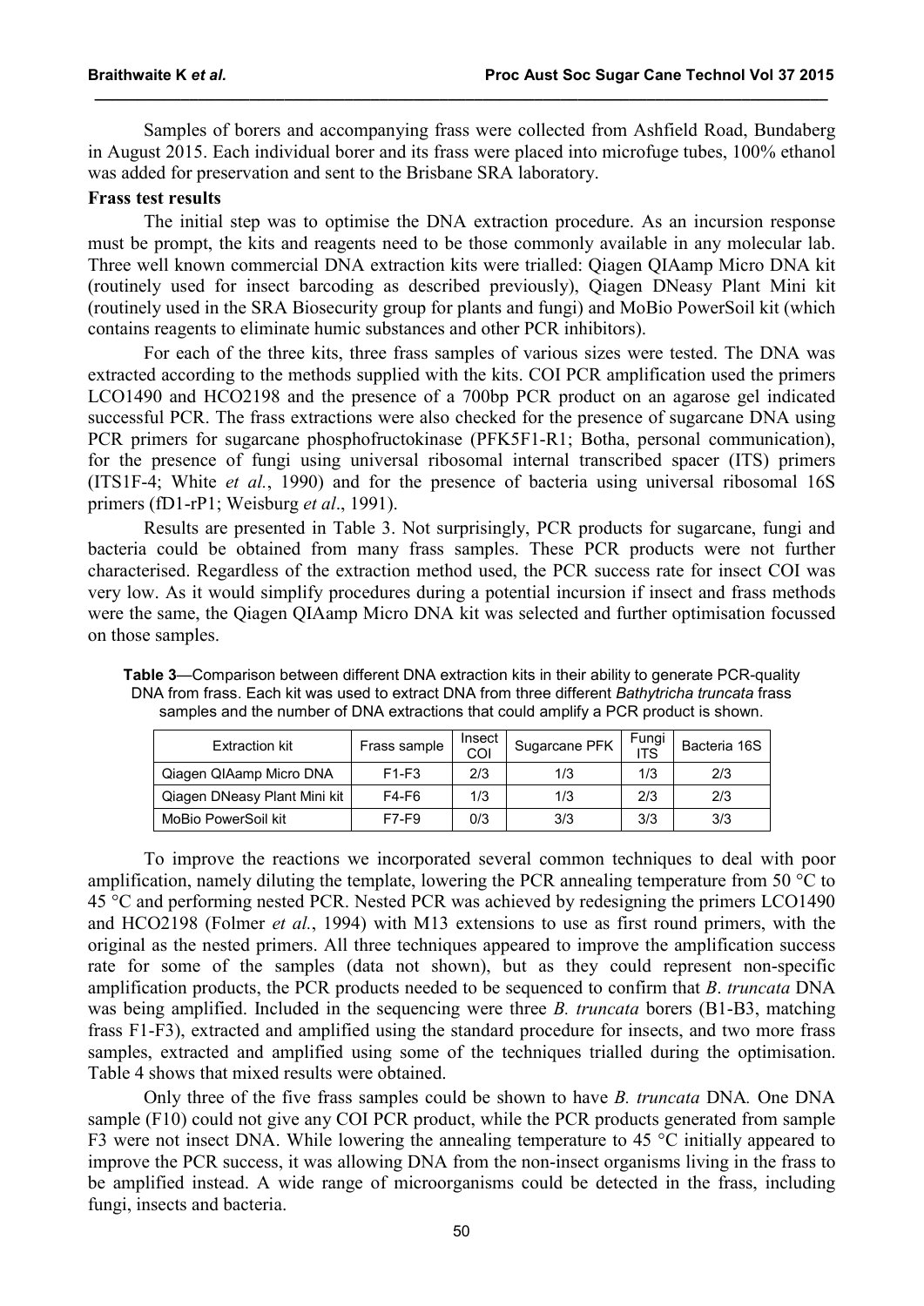Samples of borers and accompanying frass were collected from Ashfield Road, Bundaberg in August 2015. Each individual borer and its frass were placed into microfuge tubes, 100% ethanol was added for preservation and sent to the Brisbane SRA laboratory.

**Frass test results**

The initial step was to optimise the DNA extraction procedure. As an incursion response must be prompt, the kits and reagents need to be those commonly available in any molecular lab. Three well known commercial DNA extraction kits were trialled: Qiagen QIAamp Micro DNA kit (routinely used for insect barcoding as described previously), Qiagen DNeasy Plant Mini kit (routinely used in the SRA Biosecurity group for plants and fungi) and MoBio PowerSoil kit (which contains reagents to eliminate humic substances and other PCR inhibitors).

For each of the three kits, three frass samples of various sizes were tested. The DNA was extracted according to the methods supplied with the kits. COI PCR amplification used the primers LCO1490 and HCO2198 and the presence of a 700bp PCR product on an agarose gel indicated successful PCR. The frass extractions were also checked for the presence of sugarcane DNA using PCR primers for sugarcane phosphofructokinase (PFK5F1-R1; Botha, personal communication), for the presence of fungi using universal ribosomal internal transcribed spacer (ITS) primers (ITS1F-4; White *et al.*, 1990) and for the presence of bacteria using universal ribosomal 16S primers (fD1-rP1; Weisburg *et al*., 1991).

Results are presented in Table 3. Not surprisingly, PCR products for sugarcane, fungi and bacteria could be obtained from many frass samples. These PCR products were not further characterised. Regardless of the extraction method used, the PCR success rate for insect COI was very low. As it would simplify procedures during a potential incursion if insect and frass methods were the same, the Qiagen QIAamp Micro DNA kit was selected and further optimisation focussed on those samples.

**Table 3**—Comparison between different DNA extraction kits in their ability to generate PCR-quality DNA from frass. Each kit was used to extract DNA from three different *Bathytricha truncata* frass samples and the number of DNA extractions that could amplify a PCR product is shown.

| Extraction kit | Frass sample | Insect COI | Sugarcane PFK | Fungi ITS | Bacteria 16S |
|---|---|---|---|---|---|
| Qiagen QIAamp Micro DNA | F1-F3 | 2/3 | 1/3 | 1/3 | 2/3 |
| Qiagen DNeasy Plant Mini kit | F4-F6 | 1/3 | 1/3 | 2/3 | 2/3 |
| MoBio PowerSoil kit | F7-F9 | 0/3 | 3/3 | 3/3 | 3/3 |

To improve the reactions we incorporated several common techniques to deal with poor amplification, namely diluting the template, lowering the PCR annealing temperature from 50 °C to 45 °C and performing nested PCR. Nested PCR was achieved by redesigning the primers LCO1490 and HCO2198 (Folmer *et al.*, 1994) with M13 extensions to use as first round primers, with the original as the nested primers. All three techniques appeared to improve the amplification success rate for some of the samples (data not shown), but as they could represent non-specific amplification products, the PCR products needed to be sequenced to confirm that *B*. *truncata* DNA was being amplified. Included in the sequencing were three *B. truncata* borers (B1-B3, matching frass F1-F3), extracted and amplified using the standard procedure for insects, and two more frass samples, extracted and amplified using some of the techniques trialled during the optimisation. Table 4 shows that mixed results were obtained.

Only three of the five frass samples could be shown to have *B. truncata* DNA*.* One DNA sample (F10) could not give any COI PCR product, while the PCR products generated from sample F3 were not insect DNA. While lowering the annealing temperature to 45 °C initially appeared to improve the PCR success, it was allowing DNA from the non-insect organisms living in the frass to be amplified instead. A wide range of microorganisms could be detected in the frass, including fungi, insects and bacteria.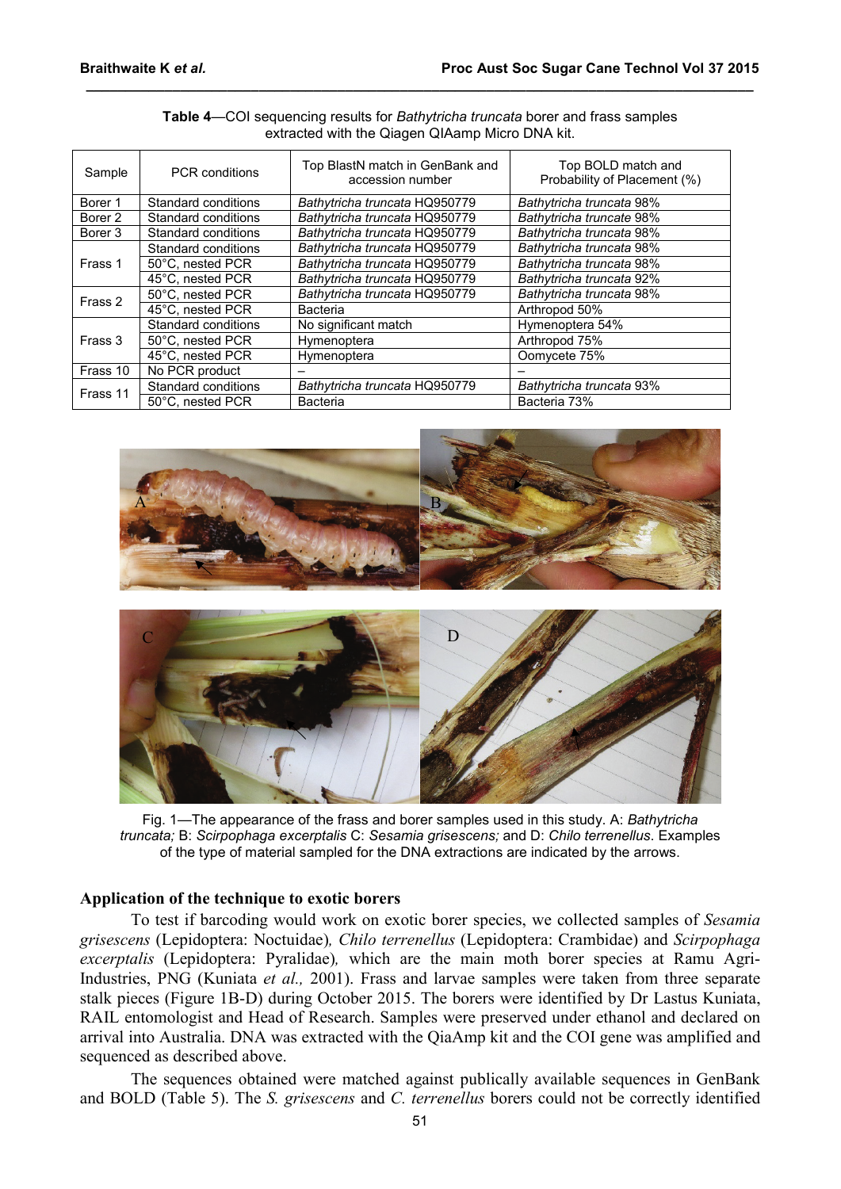**Table 4**—COI sequencing results for *Bathytricha truncata* borer and frass samples extracted with the Qiagen QIAmp Micro DNA kit.

| Sample | PCR conditions | Top BlastN match in GenBank and accession number | Top BOLD match and Probability of Placement (%) |
|---|---|---|---|
| Borer 1 | Standard conditions | *Bathytricha truncata* HQ950779 | *Bathytricha truncata* 98% |
| Borer 2 | Standard conditions | *Bathytricha truncata* HQ950779 | *Bathytricha truncate* 98% |
| Borer 3 | Standard conditions | *Bathytricha truncata* HQ950779 | *Bathytricha truncata* 98% |
| Frass 1 | Standard conditions | *Bathytricha truncata* HQ950779 | *Bathytricha truncata* 98% |
| | 50°C, nested PCR | *Bathytricha truncata* HQ950779 | *Bathytricha truncata* 98% |
| | 45°C, nested PCR | *Bathytricha truncata* HQ950779 | *Bathytricha truncata* 92% |
| Frass 2 | 50°C, nested PCR | *Bathytricha truncata* HQ950779 | *Bathytricha truncata* 98% |
| | 45°C, nested PCR | Bacteria | Arthropod 50% |
| Frass 3 | Standard conditions | No significant match | Hymenoptera 54% |
| | 50°C, nested PCR | Hymenoptera | Arthropod 75% |
| | 45°C, nested PCR | Hymenoptera | Oomycete 75% |
| Frass 10 | No PCR product | – | – |
| Frass 11 | Standard conditions | *Bathytricha truncata* HQ950779 | *Bathytricha truncata* 93% |
| | 50°C, nested PCR | Bacteria | Bacteria 73% |

Fig. 1—The appearance of the frass and borer samples used in this study. A: *Bathytricha truncata;* B: *Scirpophaga excerptalis* C: *Sesamia grisescens;* and D: *Chilo terrenellus*. Examples of the type of material sampled for the DNA extractions are indicated by the arrows.

## Application of the technique to exotic borers

To test if barcoding would work on exotic borer species, we collected samples of *Sesamia grisescens* (Lepidoptera: Noctuidae)*, Chilo terrenellus* (Lepidoptera: Crambidae) and *Scirpophaga excerptalis* (Lepidoptera: Pyralidae)*,* which are the main moth borer species at Ramu Agri-Industries, PNG (Kuniata *et al.,* 2001). Frass and larvae samples were taken from three separate stalk pieces (Figure 1B-D) during October 2015. The borers were identified by Dr Lastus Kuniata, RAIL entomologist and Head of Research. Samples were preserved under ethanol and declared on arrival into Australia. DNA was extracted with the QiaAmp kit and the COI gene was amplified and sequenced as described above.

The sequences obtained were matched against publically available sequences in GenBank and BOLD (Table 5). The *S. grisescens* and *C. terrenellus* borers could not be correctly identified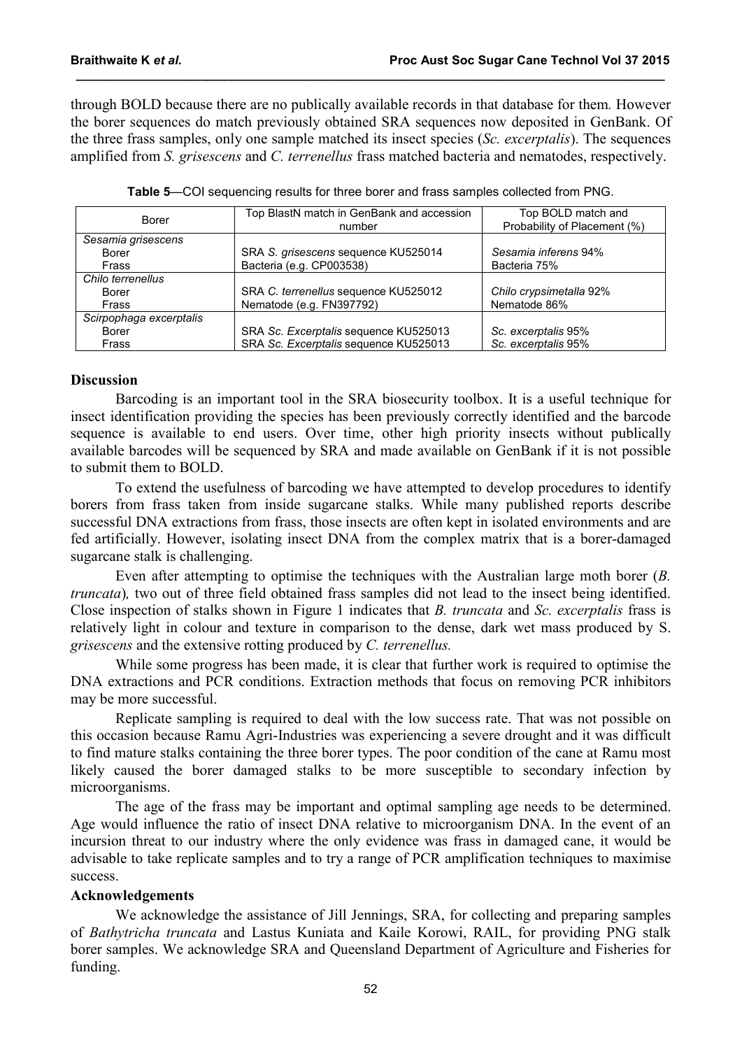through BOLD because there are no publically available records in that database for them. However the borer sequences do match previously obtained SRA sequences now deposited in GenBank. Of the three frass samples, only one sample matched its insect species (*Sc. excerptalis*). The sequences amplified from *S. grisescens* and *C. terrenellus* frass matched bacteria and nematodes, respectively.

**Table 5**—COI sequencing results for three borer and frass samples collected from PNG.

| Borer | Top BlastN match in GenBank and accession number | Top BOLD match and Probability of Placement (%) |
|---|---|---|
| *Sesamia grisescens* | | |
| Borer | SRA *S. grisescens* sequence KU525014 | *Sesamia inferens* 94% |
| Frass | Bacteria (e.g. CP003538) | Bacteria 75% |
| *Chilo terrenellus* | | |
| Borer | SRA *C. terrenellus* sequence KU525012 | *Chilo crypsimetalla* 92% |
| Frass | Nematode (e.g. FN397792) | Nematode 86% |
| *Scirpophaga excerptalis* | | |
| Borer | SRA *Sc. Excerptalis* sequence KU525013 | *Sc. excerptalis* 95% |
| Frass | SRA *Sc. Excerptalis* sequence KU525013 | *Sc. excerptalis* 95% |

## Discussion

Barcoding is an important tool in the SRA biosecurity toolbox. It is a useful technique for insect identification providing the species has been previously correctly identified and the barcode sequence is available to end users. Over time, other high priority insects without publically available barcodes will be sequenced by SRA and made available on GenBank if it is not possible to submit them to BOLD.

To extend the usefulness of barcoding we have attempted to develop procedures to identify borers from frass taken from inside sugarcane stalks. While many published reports describe successful DNA extractions from frass, those insects are often kept in isolated environments and are fed artificially. However, isolating insect DNA from the complex matrix that is a borer-damaged sugarcane stalk is challenging.

Even after attempting to optimise the techniques with the Australian large moth borer (*B. truncata*), two out of three field obtained frass samples did not lead to the insect being identified. Close inspection of stalks shown in Figure 1 indicates that *B. truncata* and *Sc. excerptalis* frass is relatively light in colour and texture in comparison to the dense, dark wet mass produced by S. *grisescens* and the extensive rotting produced by *C. terrenellus.*

While some progress has been made, it is clear that further work is required to optimise the DNA extractions and PCR conditions. Extraction methods that focus on removing PCR inhibitors may be more successful.

Replicate sampling is required to deal with the low success rate. That was not possible on this occasion because Ramu Agri-Industries was experiencing a severe drought and it was difficult to find mature stalks containing the three borer types. The poor condition of the cane at Ramu most likely caused the borer damaged stalks to be more susceptible to secondary infection by microorganisms.

The age of the frass may be important and optimal sampling age needs to be determined. Age would influence the ratio of insect DNA relative to microorganism DNA. In the event of an incursion threat to our industry where the only evidence was frass in damaged cane, it would be advisable to take replicate samples and to try a range of PCR amplification techniques to maximise success.

## Acknowledgements

We acknowledge the assistance of Jill Jennings, SRA, for collecting and preparing samples of *Bathytricha truncata* and Lastus Kuniata and Kaile Korowi, RAIL, for providing PNG stalk borer samples. We acknowledge SRA and Queensland Department of Agriculture and Fisheries for funding.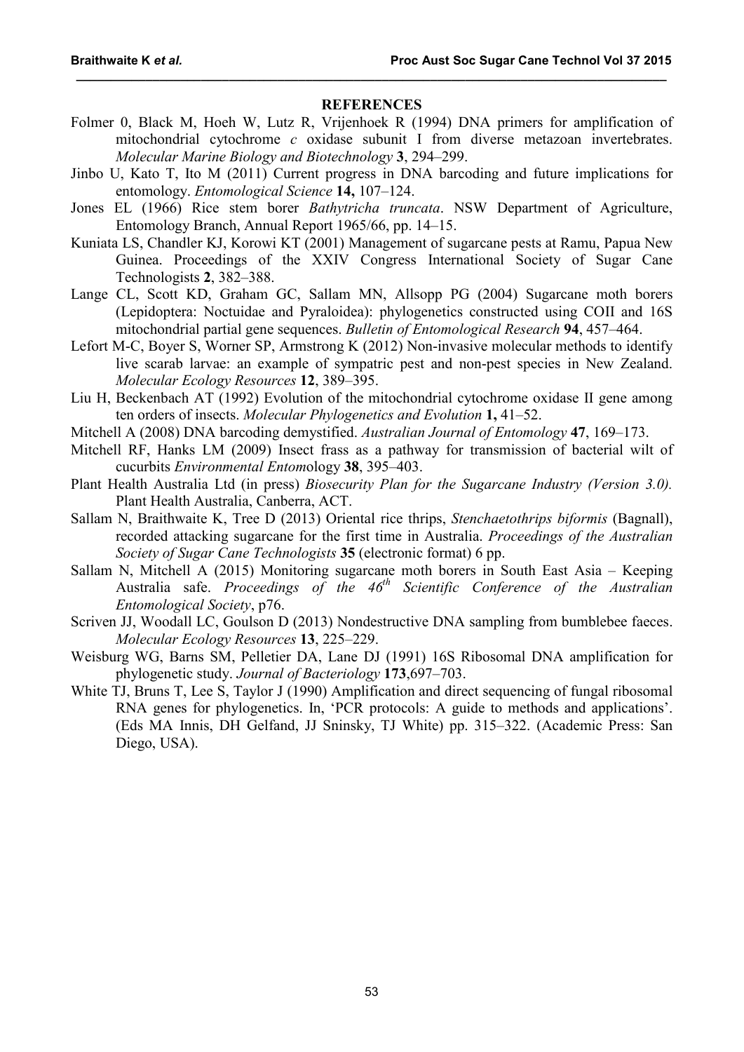## REFERENCES

Folmer 0, Black M, Hoeh W, Lutz R, Vrijenhoek R (1994) DNA primers for amplification of mitochondrial cytochrome *c* oxidase subunit I from diverse metazoan invertebrates. *Molecular Marine Biology and Biotechnology* **3**, 294–299.

Jinbo U, Kato T, Ito M (2011) Current progress in DNA barcoding and future implications for entomology. *Entomological Science* **14,** 107–124.

Jones EL (1966) Rice stem borer *Bathytricha truncata*. NSW Department of Agriculture, Entomology Branch, Annual Report 1965/66, pp. 14–15.

Kuniata LS, Chandler KJ, Korowi KT (2001) Management of sugarcane pests at Ramu, Papua New Guinea. Proceedings of the XXIV Congress International Society of Sugar Cane Technologists **2**, 382–388.

Lange CL, Scott KD, Graham GC, Sallam MN, Allsopp PG (2004) Sugarcane moth borers (Lepidoptera: Noctuidae and Pyraloidea): phylogenetics constructed using COII and 16S mitochondrial partial gene sequences. *Bulletin of Entomological Research* **94**, 457–464.

Lefort M-C, Boyer S, Worner SP, Armstrong K (2012) Non-invasive molecular methods to identify live scarab larvae: an example of sympatric pest and non-pest species in New Zealand. *Molecular Ecology Resources* **12**, 389–395.

Liu H, Beckenbach AT (1992) Evolution of the mitochondrial cytochrome oxidase II gene among ten orders of insects. *Molecular Phylogenetics and Evolution* **1,** 41–52.

Mitchell A (2008) DNA barcoding demystified. *Australian Journal of Entomology* **47**, 169–173.

Mitchell RF, Hanks LM (2009) Insect frass as a pathway for transmission of bacterial wilt of cucurbits *Environmental Entomology* **38**, 395–403.

Plant Health Australia Ltd (in press) *Biosecurity Plan for the Sugarcane Industry (Version 3.0).* Plant Health Australia, Canberra, ACT.

Sallam N, Braithwaite K, Tree D (2013) Oriental rice thrips, *Stenchaetothrips biformis* (Bagnall), recorded attacking sugarcane for the first time in Australia. *Proceedings of the Australian Society of Sugar Cane Technologists* **35** (electronic format) 6 pp.

Sallam N, Mitchell A (2015) Monitoring sugarcane moth borers in South East Asia – Keeping Australia safe. *Proceedings of the 46th Scientific Conference of the Australian Entomological Society*, p76.

Scriven JJ, Woodall LC, Goulson D (2013) Nondestructive DNA sampling from bumblebee faeces. *Molecular Ecology Resources* **13**, 225–229.

Weisburg WG, Barns SM, Pelletier DA, Lane DJ (1991) 16S Ribosomal DNA amplification for phylogenetic study. *Journal of Bacteriology* **173**,697–703.

White TJ, Bruns T, Lee S, Taylor J (1990) Amplification and direct sequencing of fungal ribosomal RNA genes for phylogenetics. In, 'PCR protocols: A guide to methods and applications'. (Eds MA Innis, DH Gelfand, JJ Sninsky, TJ White) pp. 315–322. (Academic Press: San Diego, USA).